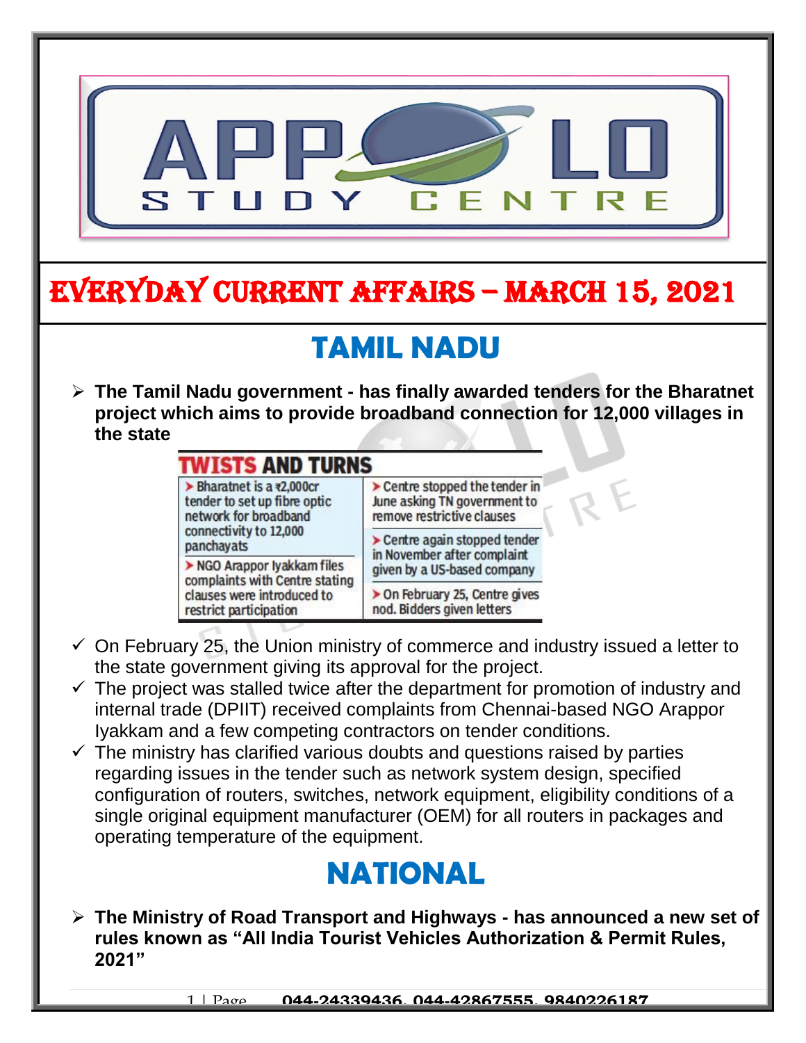# EVERYDAY CURRENT AFFAIRS – MARCH 15, 2021

## TAMIL NADU

- **The Tamil Nadu government - has finally awarded tenders for the Bharatnet project which aims to provide broadband connection for 12,000 villages in the state**

**TWISTS AND TURNS**

| | |
|---|---|
| ➤ Bharatnet is a ₹2,000cr tender to set up fibre optic network for broadband connectivity to 12,000 panchayats | ➤ Centre stopped the tender in June asking TN government to remove restrictive clauses |
| ➤ NGO Arappor Iyakkam files complaints with Centre stating clauses were introduced to restrict participation | ➤ Centre again stopped tender in November after complaint given by a US-based company |
| | ➤ On February 25, Centre gives nod. Bidders given letters |

- ✓ On February 25, the Union ministry of commerce and industry issued a letter to the state government giving its approval for the project.
- ✓ The project was stalled twice after the department for promotion of industry and internal trade (DPIIT) received complaints from Chennai-based NGO Arappor Iyakkam and a few competing contractors on tender conditions.
- ✓ The ministry has clarified various doubts and questions raised by parties regarding issues in the tender such as network system design, specified configuration of routers, switches, network equipment, eligibility conditions of a single original equipment manufacturer (OEM) for all routers in packages and operating temperature of the equipment.

## NATIONAL

- **The Ministry of Road Transport and Highways - has announced a new set of rules known as "All India Tourist Vehicles Authorization & Permit Rules, 2021"**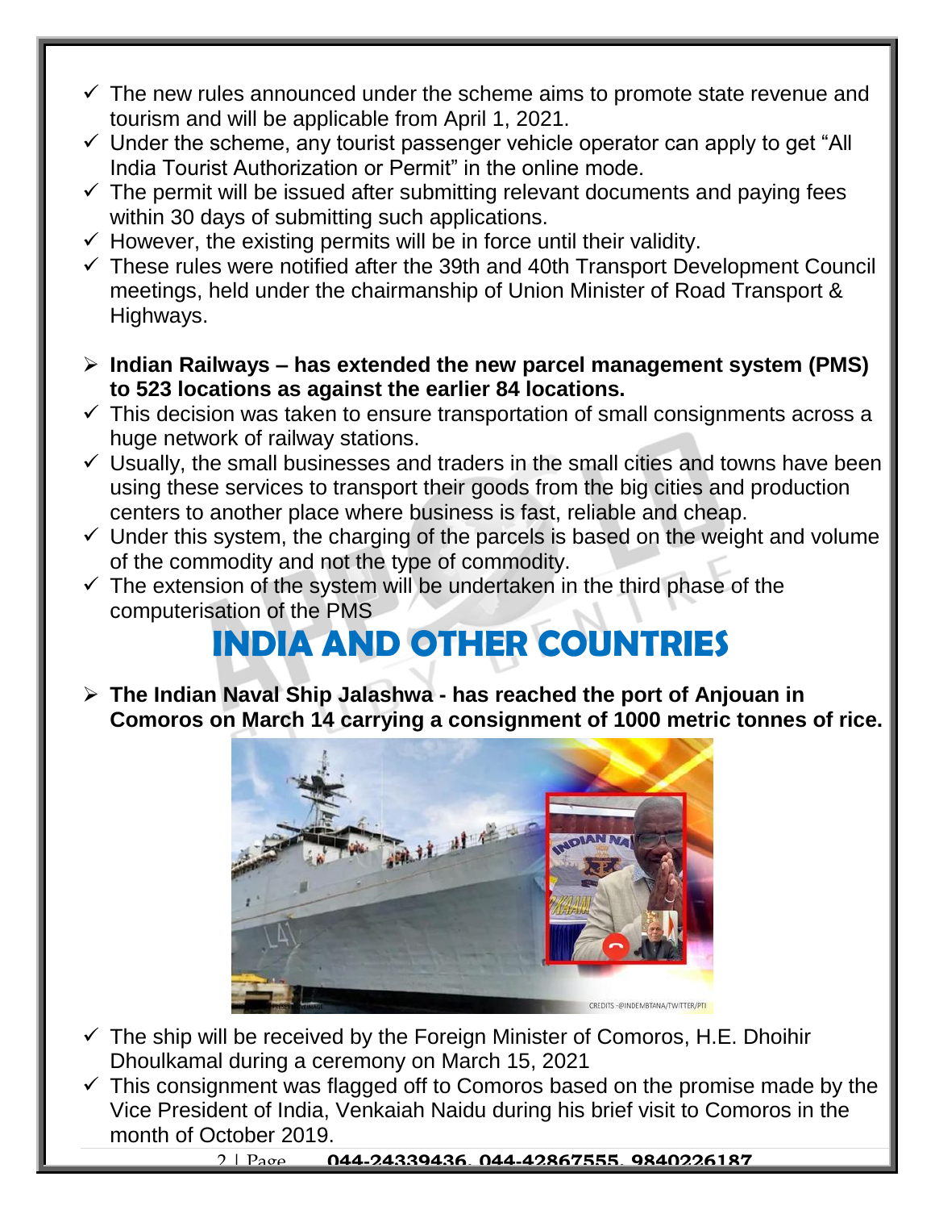- ✓ The new rules announced under the scheme aims to promote state revenue and tourism and will be applicable from April 1, 2021.
- ✓ Under the scheme, any tourist passenger vehicle operator can apply to get "All India Tourist Authorization or Permit" in the online mode.
- ✓ The permit will be issued after submitting relevant documents and paying fees within 30 days of submitting such applications.
- ✓ However, the existing permits will be in force until their validity.
- ✓ These rules were notified after the 39th and 40th Transport Development Council meetings, held under the chairmanship of Union Minister of Road Transport & Highways.

- **Indian Railways – has extended the new parcel management system (PMS) to 523 locations as against the earlier 84 locations.**
- ✓ This decision was taken to ensure transportation of small consignments across a huge network of railway stations.
- ✓ Usually, the small businesses and traders in the small cities and towns have been using these services to transport their goods from the big cities and production centers to another place where business is fast, reliable and cheap.
- ✓ Under this system, the charging of the parcels is based on the weight and volume of the commodity and not the type of commodity.
- ✓ The extension of the system will be undertaken in the third phase of the computerisation of the PMS

# INDIA AND OTHER COUNTRIES

- **The Indian Naval Ship Jalashwa - has reached the port of Anjouan in Comoros on March 14 carrying a consignment of 1000 metric tonnes of rice.**

CREDITS -@INDEMBTANA/TWITTER/PTI

- ✓ The ship will be received by the Foreign Minister of Comoros, H.E. Dhoihir Dhoulkamal during a ceremony on March 15, 2021
- ✓ This consignment was flagged off to Comoros based on the promise made by the Vice President of India, Venkaiah Naidu during his brief visit to Comoros in the month of October 2019.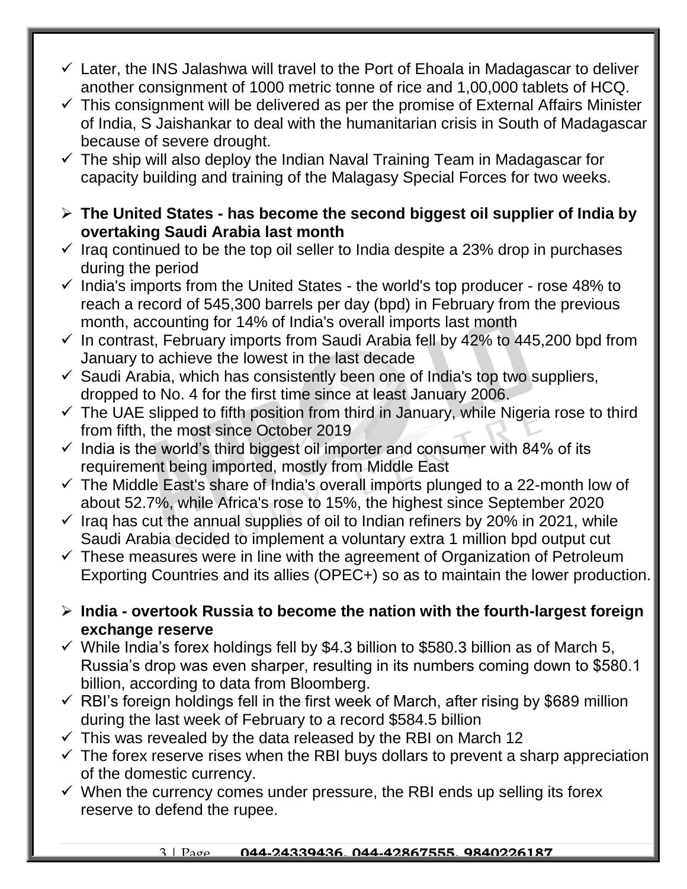- ✓ Later, the INS Jalashwa will travel to the Port of Ehoala in Madagascar to deliver another consignment of 1000 metric tonne of rice and 1,00,000 tablets of HCQ.
- ✓ This consignment will be delivered as per the promise of External Affairs Minister of India, S Jaishankar to deal with the humanitarian crisis in South of Madagascar because of severe drought.
- ✓ The ship will also deploy the Indian Naval Training Team in Madagascar for capacity building and training of the Malagasy Special Forces for two weeks.

- **The United States - has become the second biggest oil supplier of India by overtaking Saudi Arabia last month**
- ✓ Iraq continued to be the top oil seller to India despite a 23% drop in purchases during the period
- ✓ India's imports from the United States - the world's top producer - rose 48% to reach a record of 545,300 barrels per day (bpd) in February from the previous month, accounting for 14% of India's overall imports last month
- ✓ In contrast, February imports from Saudi Arabia fell by 42% to 445,200 bpd from January to achieve the lowest in the last decade
- ✓ Saudi Arabia, which has consistently been one of India's top two suppliers, dropped to No. 4 for the first time since at least January 2006.
- ✓ The UAE slipped to fifth position from third in January, while Nigeria rose to third from fifth, the most since October 2019
- ✓ India is the world's third biggest oil importer and consumer with 84% of its requirement being imported, mostly from Middle East
- ✓ The Middle East's share of India's overall imports plunged to a 22-month low of about 52.7%, while Africa's rose to 15%, the highest since September 2020
- ✓ Iraq has cut the annual supplies of oil to Indian refiners by 20% in 2021, while Saudi Arabia decided to implement a voluntary extra 1 million bpd output cut
- ✓ These measures were in line with the agreement of Organization of Petroleum Exporting Countries and its allies (OPEC+) so as to maintain the lower production.

- **India - overtook Russia to become the nation with the fourth-largest foreign exchange reserve**
- ✓ While India's forex holdings fell by $4.3 billion to $580.3 billion as of March 5, Russia's drop was even sharper, resulting in its numbers coming down to $580.1 billion, according to data from Bloomberg.
- ✓ RBI's foreign holdings fell in the first week of March, after rising by $689 million during the last week of February to a record $584.5 billion
- ✓ This was revealed by the data released by the RBI on March 12
- ✓ The forex reserve rises when the RBI buys dollars to prevent a sharp appreciation of the domestic currency.
- ✓ When the currency comes under pressure, the RBI ends up selling its forex reserve to defend the rupee.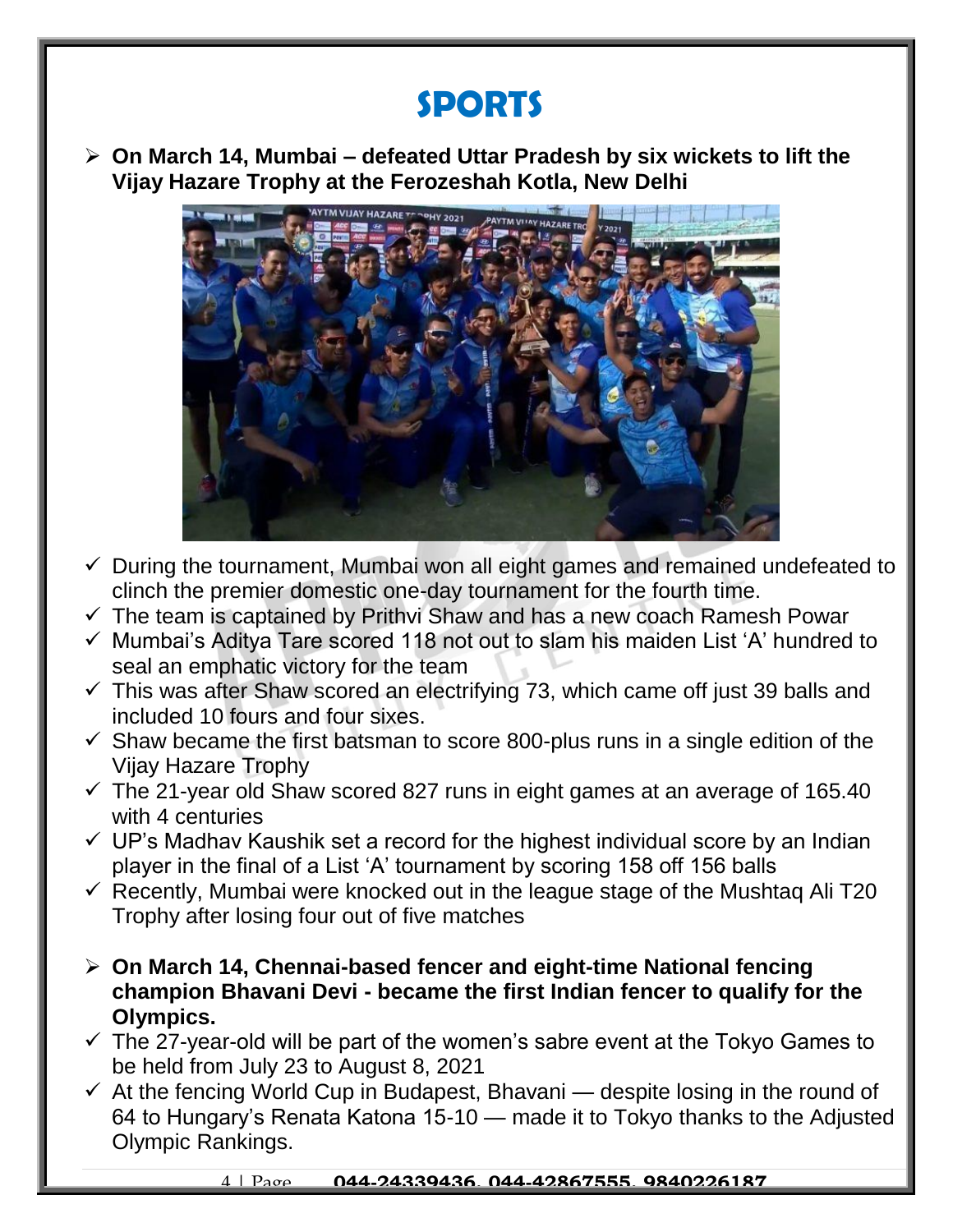# SPORTS

- **On March 14, Mumbai – defeated Uttar Pradesh by six wickets to lift the Vijay Hazare Trophy at the Ferozeshah Kotla, New Delhi**

  - ✓ During the tournament, Mumbai won all eight games and remained undefeated to clinch the premier domestic one-day tournament for the fourth time.
  - ✓ The team is captained by Prithvi Shaw and has a new coach Ramesh Powar
  - ✓ Mumbai's Aditya Tare scored 118 not out to slam his maiden List 'A' hundred to seal an emphatic victory for the team
  - ✓ This was after Shaw scored an electrifying 73, which came off just 39 balls and included 10 fours and four sixes.
  - ✓ Shaw became the first batsman to score 800-plus runs in a single edition of the Vijay Hazare Trophy
  - ✓ The 21-year old Shaw scored 827 runs in eight games at an average of 165.40 with 4 centuries
  - ✓ UP's Madhav Kaushik set a record for the highest individual score by an Indian player in the final of a List 'A' tournament by scoring 158 off 156 balls
  - ✓ Recently, Mumbai were knocked out in the league stage of the Mushtaq Ali T20 Trophy after losing four out of five matches

- **On March 14, Chennai-based fencer and eight-time National fencing champion Bhavani Devi - became the first Indian fencer to qualify for the Olympics.**

  - ✓ The 27-year-old will be part of the women's sabre event at the Tokyo Games to be held from July 23 to August 8, 2021
  - ✓ At the fencing World Cup in Budapest, Bhavani — despite losing in the round of 64 to Hungary's Renata Katona 15-10 — made it to Tokyo thanks to the Adjusted Olympic Rankings.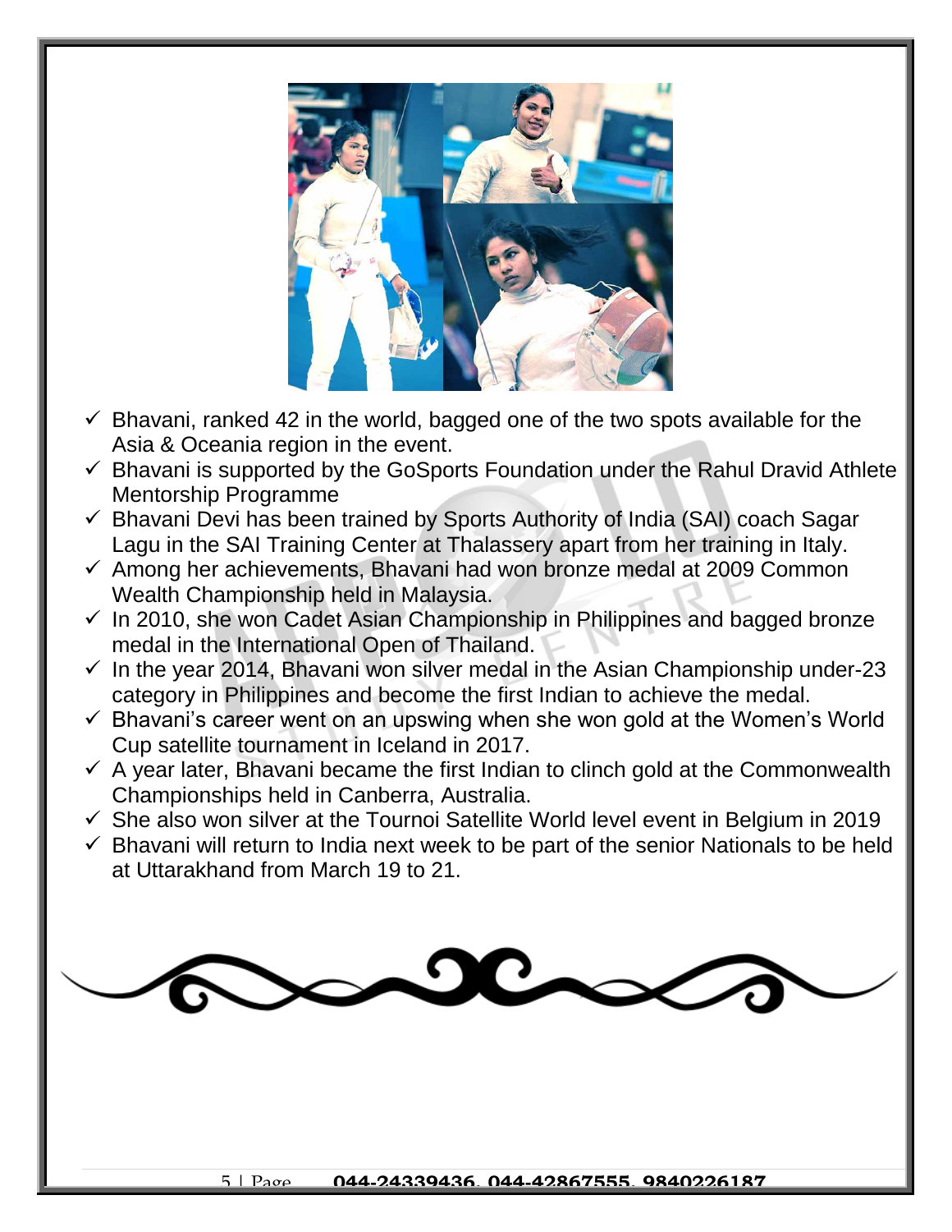- Bhavani, ranked 42 in the world, bagged one of the two spots available for the Asia & Oceania region in the event.
- Bhavani is supported by the GoSports Foundation under the Rahul Dravid Athlete Mentorship Programme
- Bhavani Devi has been trained by Sports Authority of India (SAI) coach Sagar Lagu in the SAI Training Center at Thalassery apart from her training in Italy.
- Among her achievements, Bhavani had won bronze medal at 2009 Common Wealth Championship held in Malaysia.
- In 2010, she won Cadet Asian Championship in Philippines and bagged bronze medal in the International Open of Thailand.
- In the year 2014, Bhavani won silver medal in the Asian Championship under-23 category in Philippines and become the first Indian to achieve the medal.
- Bhavani's career went on an upswing when she won gold at the Women's World Cup satellite tournament in Iceland in 2017.
- A year later, Bhavani became the first Indian to clinch gold at the Commonwealth Championships held in Canberra, Australia.
- She also won silver at the Tournoi Satellite World level event in Belgium in 2019
- Bhavani will return to India next week to be part of the senior Nationals to be held at Uttarakhand from March 19 to 21.